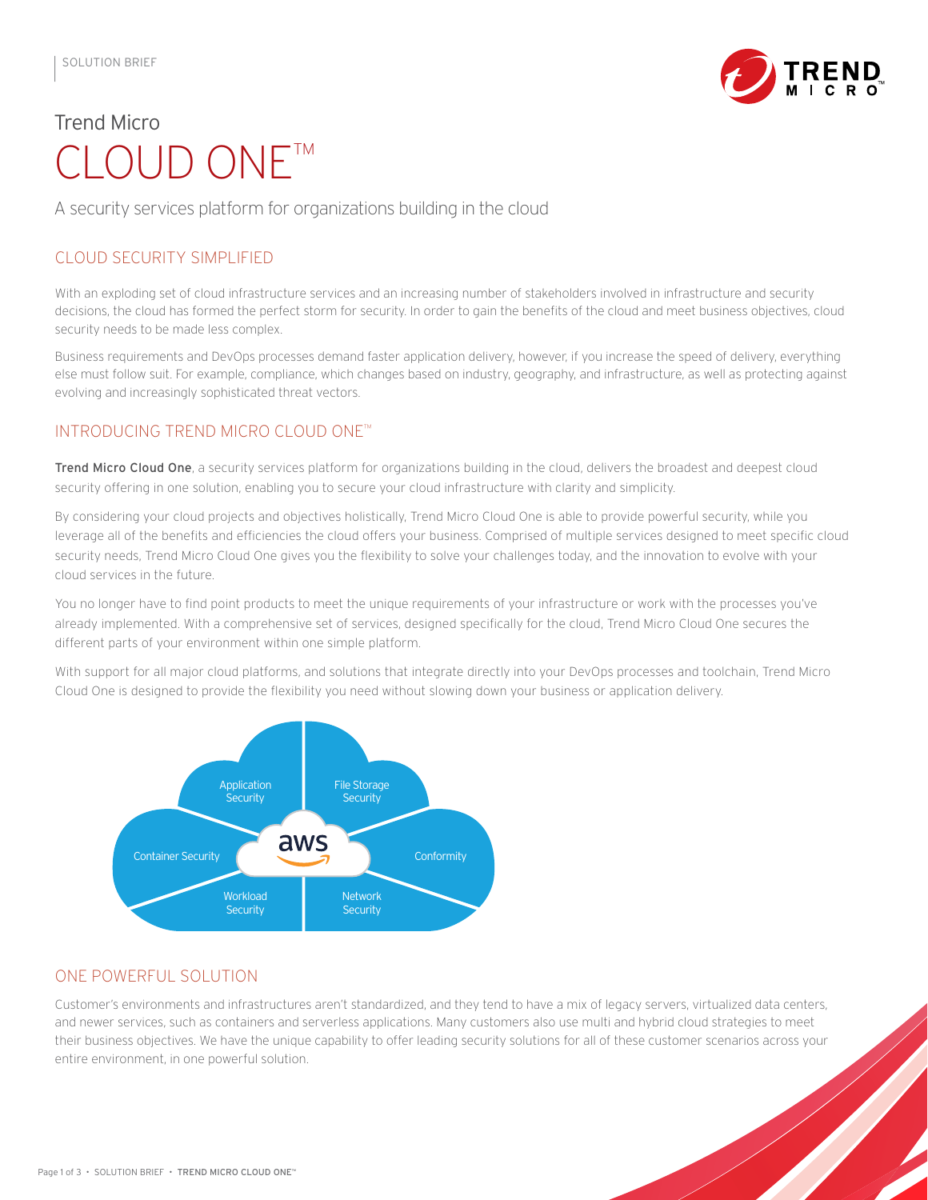SOLUTION BRIEF

Trend Micro

# CLOUD ONE™

A security services platform for organizations building in the cloud

## CLOUD SECURITY SIMPLIFIED

With an exploding set of cloud infrastructure services and an increasing number of stakeholders involved in infrastructure and security decisions, the cloud has formed the perfect storm for security. In order to gain the benefits of the cloud and meet business objectives, cloud security needs to be made less complex.

Business requirements and DevOps processes demand faster application delivery, however, if you increase the speed of delivery, everything else must follow suit. For example, compliance, which changes based on industry, geography, and infrastructure, as well as protecting against evolving and increasingly sophisticated threat vectors.

## INTRODUCING TREND MICRO CLOUD ONE™

**Trend Micro Cloud One**, a security services platform for organizations building in the cloud, delivers the broadest and deepest cloud security offering in one solution, enabling you to secure your cloud infrastructure with clarity and simplicity.

By considering your cloud projects and objectives holistically, Trend Micro Cloud One is able to provide powerful security, while you leverage all of the benefits and efficiencies the cloud offers your business. Comprised of multiple services designed to meet specific cloud security needs, Trend Micro Cloud One gives you the flexibility to solve your challenges today, and the innovation to evolve with your cloud services in the future.

You no longer have to find point products to meet the unique requirements of your infrastructure or work with the processes you've already implemented. With a comprehensive set of services, designed specifically for the cloud, Trend Micro Cloud One secures the different parts of your environment within one simple platform.

With support for all major cloud platforms, and solutions that integrate directly into your DevOps processes and toolchain, Trend Micro Cloud One is designed to provide the flexibility you need without slowing down your business or application delivery.

Application Security | File Storage Security | Container Security | aws | Conformity | Workload Security | Network Security

## ONE POWERFUL SOLUTION

Customer's environments and infrastructures aren't standardized, and they tend to have a mix of legacy servers, virtualized data centers, and newer services, such as containers and serverless applications. Many customers also use multi and hybrid cloud strategies to meet their business objectives. We have the unique capability to offer leading security solutions for all of these customer scenarios across your entire environment, in one powerful solution.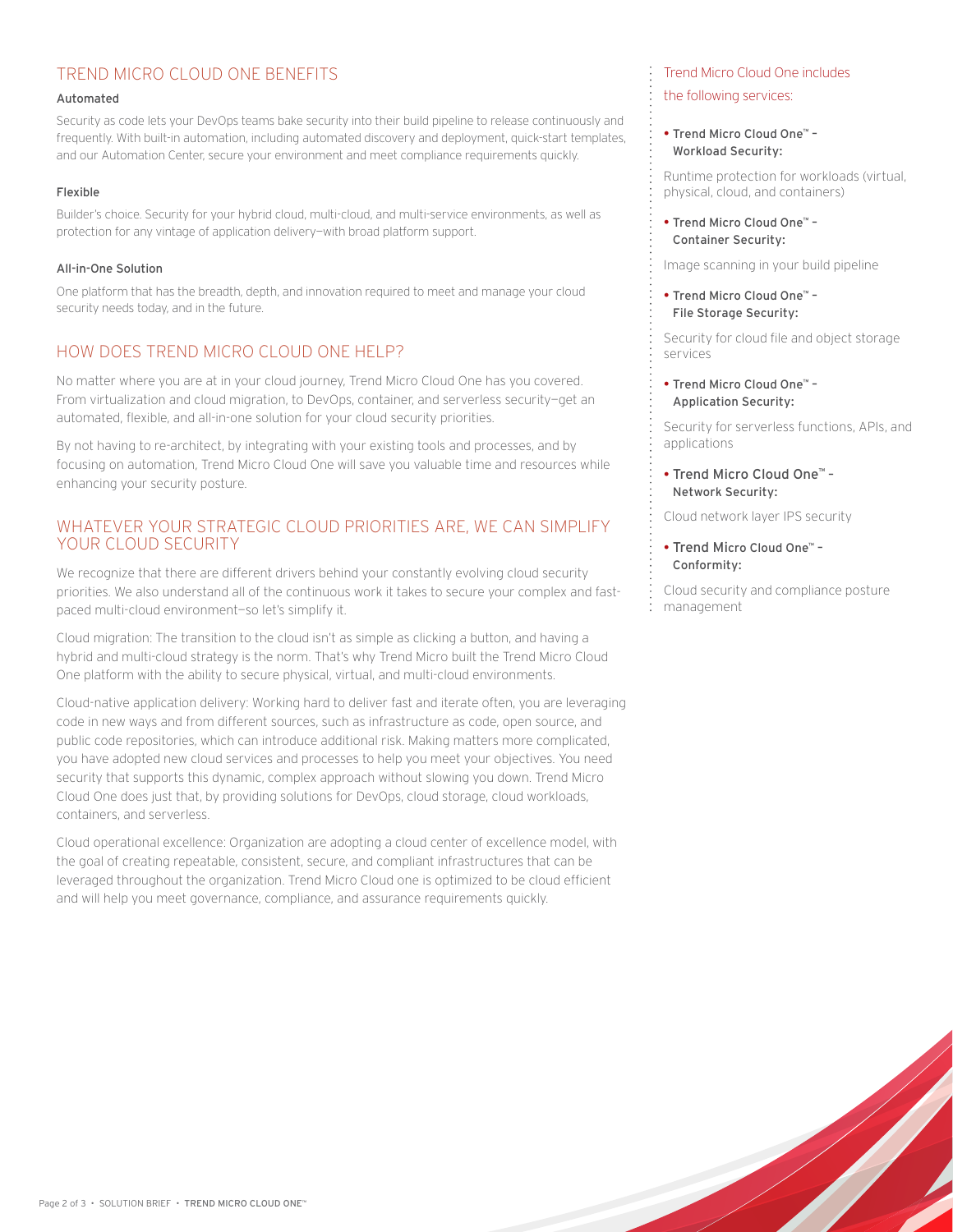## TREND MICRO CLOUD ONE BENEFITS

### Automated

Security as code lets your DevOps teams bake security into their build pipeline to release continuously and frequently. With built-in automation, including automated discovery and deployment, quick-start templates, and our Automation Center, secure your environment and meet compliance requirements quickly.

### Flexible

Builder's choice. Security for your hybrid cloud, multi-cloud, and multi-service environments, as well as protection for any vintage of application delivery—with broad platform support.

### All-in-One Solution

One platform that has the breadth, depth, and innovation required to meet and manage your cloud security needs today, and in the future.

## HOW DOES TREND MICRO CLOUD ONE HELP?

No matter where you are at in your cloud journey, Trend Micro Cloud One has you covered. From virtualization and cloud migration, to DevOps, container, and serverless security—get an automated, flexible, and all-in-one solution for your cloud security priorities.

By not having to re-architect, by integrating with your existing tools and processes, and by focusing on automation, Trend Micro Cloud One will save you valuable time and resources while enhancing your security posture.

## WHATEVER YOUR STRATEGIC CLOUD PRIORITIES ARE, WE CAN SIMPLIFY YOUR CLOUD SECURITY

We recognize that there are different drivers behind your constantly evolving cloud security priorities. We also understand all of the continuous work it takes to secure your complex and fast-paced multi-cloud environment—so let's simplify it.

Cloud migration: The transition to the cloud isn't as simple as clicking a button, and having a hybrid and multi-cloud strategy is the norm. That's why Trend Micro built the Trend Micro Cloud One platform with the ability to secure physical, virtual, and multi-cloud environments.

Cloud-native application delivery: Working hard to deliver fast and iterate often, you are leveraging code in new ways and from different sources, such as infrastructure as code, open source, and public code repositories, which can introduce additional risk. Making matters more complicated, you have adopted new cloud services and processes to help you meet your objectives. You need security that supports this dynamic, complex approach without slowing you down. Trend Micro Cloud One does just that, by providing solutions for DevOps, cloud storage, cloud workloads, containers, and serverless.

Cloud operational excellence: Organization are adopting a cloud center of excellence model, with the goal of creating repeatable, consistent, secure, and compliant infrastructures that can be leveraged throughout the organization. Trend Micro Cloud one is optimized to be cloud efficient and will help you meet governance, compliance, and assurance requirements quickly.

Trend Micro Cloud One includes the following services:

- **Trend Micro Cloud One™ – Workload Security:**

  Runtime protection for workloads (virtual, physical, cloud, and containers)

- **Trend Micro Cloud One™ – Container Security:**

  Image scanning in your build pipeline

- **Trend Micro Cloud One™ – File Storage Security:**

  Security for cloud file and object storage services

- **Trend Micro Cloud One™ – Application Security:**

  Security for serverless functions, APIs, and applications

- **Trend Micro Cloud One™ – Network Security:**

  Cloud network layer IPS security

- **Trend Micro Cloud One™ – Conformity:**

  Cloud security and compliance posture management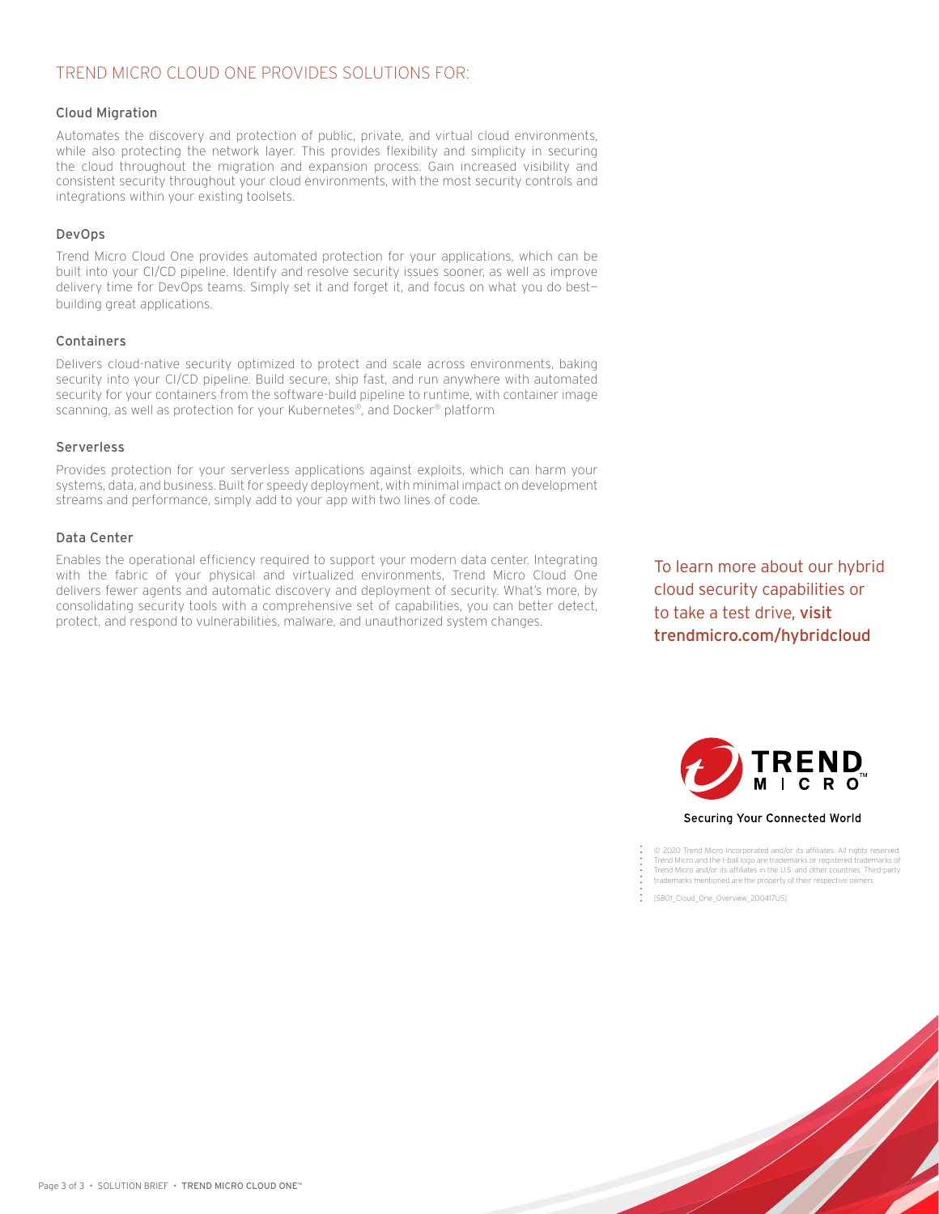## TREND MICRO CLOUD ONE PROVIDES SOLUTIONS FOR:

### Cloud Migration

Automates the discovery and protection of public, private, and virtual cloud environments, while also protecting the network layer. This provides flexibility and simplicity in securing the cloud throughout the migration and expansion process. Gain increased visibility and consistent security throughout your cloud environments, with the most security controls and integrations within your existing toolsets.

### DevOps

Trend Micro Cloud One provides automated protection for your applications, which can be built into your CI/CD pipeline. Identify and resolve security issues sooner, as well as improve delivery time for DevOps teams. Simply set it and forget it, and focus on what you do best—building great applications.

### Containers

Delivers cloud-native security optimized to protect and scale across environments, baking security into your CI/CD pipeline. Build secure, ship fast, and run anywhere with automated security for your containers from the software-build pipeline to runtime, with container image scanning, as well as protection for your Kubernetes®, and Docker® platform

### Serverless

Provides protection for your serverless applications against exploits, which can harm your systems, data, and business. Built for speedy deployment, with minimal impact on development streams and performance, simply add to your app with two lines of code.

### Data Center

Enables the operational efficiency required to support your modern data center. Integrating with the fabric of your physical and virtualized environments, Trend Micro Cloud One delivers fewer agents and automatic discovery and deployment of security. What's more, by consolidating security tools with a comprehensive set of capabilities, you can better detect, protect, and respond to vulnerabilities, malware, and unauthorized system changes.

To learn more about our hybrid cloud security capabilities or to take a test drive, **visit trendmicro.com/hybridcloud**

TREND MICRO™

Securing Your Connected World

© 2020 Trend Micro Incorporated and/or its affiliates. All rights reserved. Trend Micro and the t-ball logo are trademarks or registered trademarks of Trend Micro and/or its affiliates in the U.S. and other countries. Third-party trademarks mentioned are the property of their respective owners.

[SB01_Cloud_One_Overview_200417US]